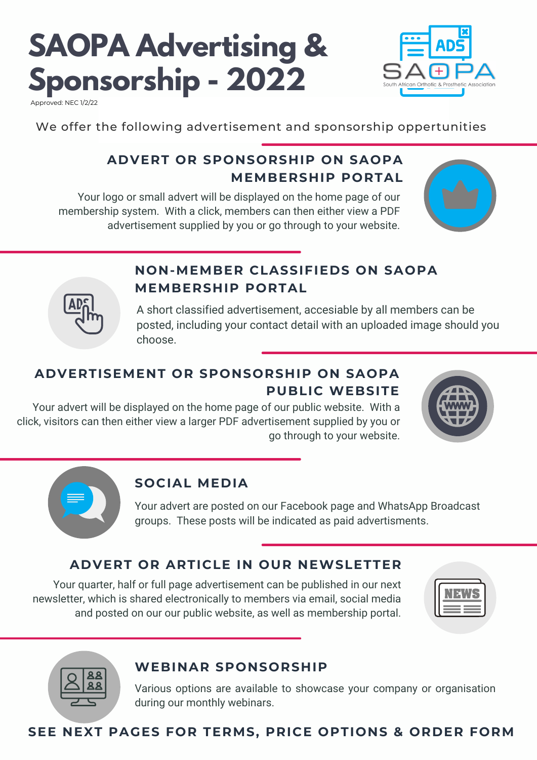# SAOPA Advertising & Sponsorship - 2022

Approved: NEC 1/2/22

We offer the following advertisement and sponsorship oppertunities

## ADVERT OR SPONSORSHIP ON SAOPA MEMBERSHIP PORTAL

Your logo or small advert will be displayed on the home page of our membership system. With a click, members can then either view a PDF advertisement supplied by you or go through to your website.

## NON-MEMBER CLASSIFIEDS ON SAOPA MEMBERSHIP PORTAL

A short classified advertisement, accesiable by all members can be posted, including your contact detail with an uploaded image should you choose.

## ADVERTISEMENT OR SPONSORSHIP ON SAOPA PUBLIC WEBSITE

Your advert will be displayed on the home page of our public website. With a click, visitors can then either view a larger PDF advertisement supplied by you or go through to your website.

## SOCIAL MEDIA

Your advert are posted on our Facebook page and WhatsApp Broadcast groups. These posts will be indicated as paid advertisments.

## ADVERT OR ARTICLE IN OUR NEWSLETTER

Your quarter, half or full page advertisement can be published in our next newsletter, which is shared electronically to members via email, social media and posted on our our public website, as well as membership portal.

## WEBINAR SPONSORSHIP

Various options are available to showcase your company or organisation during our monthly webinars.

**SEE NEXT PAGES FOR TERMS, PRICE OPTIONS & ORDER FORM**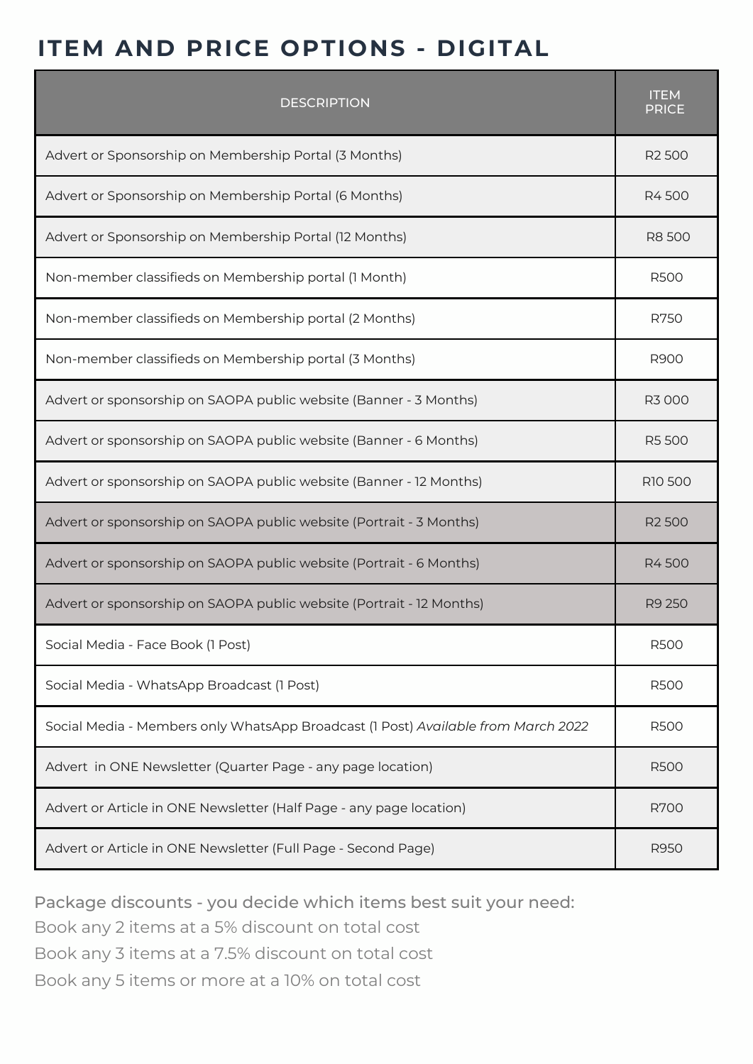# ITEM AND PRICE OPTIONS - DIGITAL

| DESCRIPTION | ITEM PRICE |
|---|---|
| Advert or Sponsorship on Membership Portal (3 Months) | R2 500 |
| Advert or Sponsorship on Membership Portal (6 Months) | R4 500 |
| Advert or Sponsorship on Membership Portal (12 Months) | R8 500 |
| Non-member classifieds on Membership portal (1 Month) | R500 |
| Non-member classifieds on Membership portal (2 Months) | R750 |
| Non-member classifieds on Membership portal (3 Months) | R900 |
| Advert or sponsorship on SAOPA public website (Banner - 3 Months) | R3 000 |
| Advert or sponsorship on SAOPA public website (Banner - 6 Months) | R5 500 |
| Advert or sponsorship on SAOPA public website (Banner - 12 Months) | R10 500 |
| Advert or sponsorship on SAOPA public website (Portrait - 3 Months) | R2 500 |
| Advert or sponsorship on SAOPA public website (Portrait - 6 Months) | R4 500 |
| Advert or sponsorship on SAOPA public website (Portrait - 12 Months) | R9 250 |
| Social Media - Face Book (1 Post) | R500 |
| Social Media - WhatsApp Broadcast (1 Post) | R500 |
| Social Media - Members only WhatsApp Broadcast (1 Post) *Available from March 2022* | R500 |
| Advert in ONE Newsletter (Quarter Page - any page location) | R500 |
| Advert or Article in ONE Newsletter (Half Page - any page location) | R700 |
| Advert or Article in ONE Newsletter (Full Page - Second Page) | R950 |

Package discounts - you decide which items best suit your need:

Book any 2 items at a 5% discount on total cost

Book any 3 items at a 7.5% discount on total cost

Book any 5 items or more at a 10% on total cost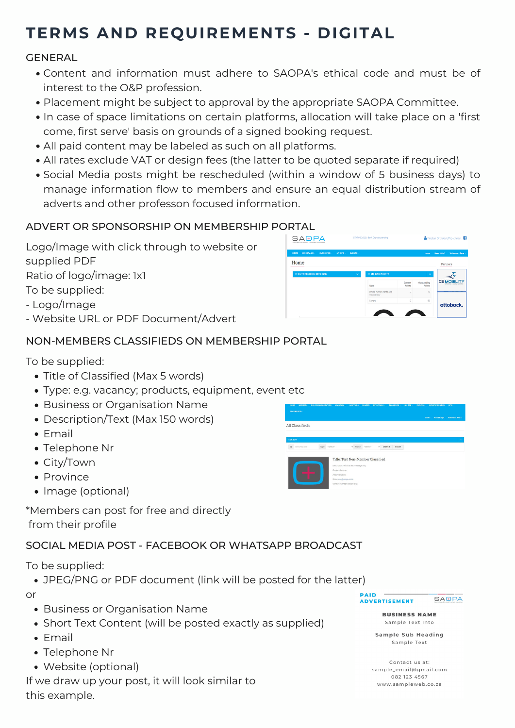# TERMS AND REQUIREMENTS - DIGITAL

## GENERAL

- Content and information must adhere to SAOPA's ethical code and must be of interest to the O&P profession.
- Placement might be subject to approval by the appropriate SAOPA Committee.
- In case of space limitations on certain platforms, allocation will take place on a 'first come, first serve' basis on grounds of a signed booking request.
- All paid content may be labeled as such on all platforms.
- All rates exclude VAT or design fees (the latter to be quoted separate if required)
- Social Media posts might be rescheduled (within a window of 5 business days) to manage information flow to members and ensure an equal distribution stream of adverts and other professon focused information.

## ADVERT OR SPONSORSHIP ON MEMBERSHIP PORTAL

Logo/Image with click through to website or supplied PDF
Ratio of logo/image: 1x1
To be supplied:
- Logo/Image
- Website URL or PDF Document/Advert

## NON-MEMBERS CLASSIFIEDS ON MEMBERSHIP PORTAL

To be supplied:

- Title of Classified (Max 5 words)
- Type: e.g. vacancy; products, equipment, event etc
- Business or Organisation Name
- Description/Text (Max 150 words)
- Email
- Telephone Nr
- City/Town
- Province
- Image (optional)

*Members can post for free and directly from their profile

## SOCIAL MEDIA POST - FACEBOOK OR WHATSAPP BROADCAST

To be supplied:

- JPEG/PNG or PDF document (link will be posted for the latter)

or

- Business or Organisation Name
- Short Text Content (will be posted exactly as supplied)
- Email
- Telephone Nr
- Website (optional)

If we draw up your post, it will look similar to this example.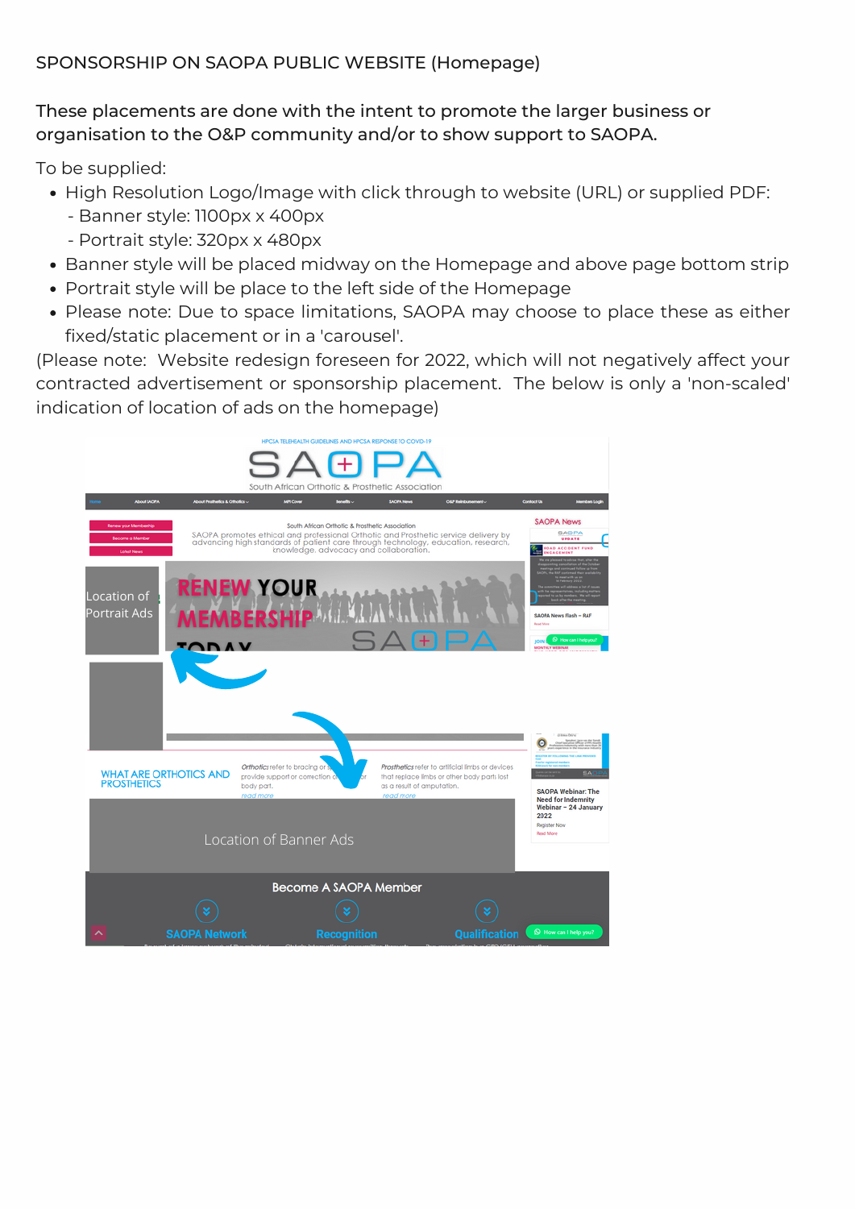SPONSORSHIP ON SAOPA PUBLIC WEBSITE (Homepage)

These placements are done with the intent to promote the larger business or organisation to the O&P community and/or to show support to SAOPA.

To be supplied:

- High Resolution Logo/Image with click through to website (URL) or supplied PDF:
  - Banner style: 1100px x 400px
  - Portrait style: 320px x 480px
- Banner style will be placed midway on the Homepage and above page bottom strip
- Portrait style will be place to the left side of the Homepage
- Please note: Due to space limitations, SAOPA may choose to place these as either fixed/static placement or in a 'carousel'.

(Please note: Website redesign foreseen for 2022, which will not negatively affect your contracted advertisement or sponsorship placement. The below is only a 'non-scaled' indication of location of ads on the homepage)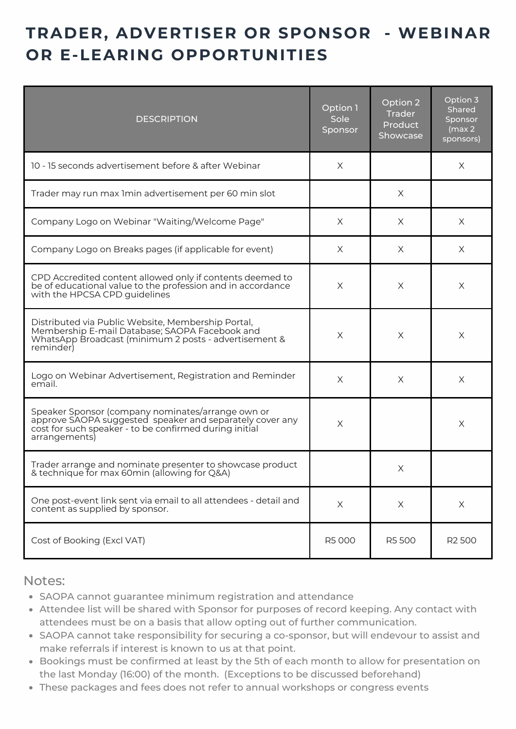# TRADER, ADVERTISER OR SPONSOR - WEBINAR OR E-LEARING OPPORTUNITIES

| DESCRIPTION | Option 1 Sole Sponsor | Option 2 Trader Product Showcase | Option 3 Shared Sponsor (max 2 sponsors) |
|---|---|---|---|
| 10 - 15 seconds advertisement before & after Webinar | X | | X |
| Trader may run max 1min advertisement per 60 min slot | | X | |
| Company Logo on Webinar "Waiting/Welcome Page" | X | X | X |
| Company Logo on Breaks pages (if applicable for event) | X | X | X |
| CPD Accredited content allowed only if contents deemed to be of educational value to the profession and in accordance with the HPCSA CPD guidelines | X | X | X |
| Distributed via Public Website, Membership Portal, Membership E-mail Database; SAOPA Facebook and WhatsApp Broadcast (minimum 2 posts - advertisement & reminder) | X | X | X |
| Logo on Webinar Advertisement, Registration and Reminder email. | X | X | X |
| Speaker Sponsor (company nominates/arrange own or approve SAOPA suggested speaker and separately cover any cost for such speaker - to be confirmed during initial arrangements) | X | | X |
| Trader arrange and nominate presenter to showcase product & technique for max 60min (allowing for Q&A) | | X | |
| One post-event link sent via email to all attendees - detail and content as supplied by sponsor. | X | X | X |
| Cost of Booking (Excl VAT) | R5 000 | R5 500 | R2 500 |

Notes:

- SAOPA cannot guarantee minimum registration and attendance
- Attendee list will be shared with Sponsor for purposes of record keeping. Any contact with attendees must be on a basis that allow opting out of further communication.
- SAOPA cannot take responsibility for securing a co-sponsor, but will endevour to assist and make referrals if interest is known to us at that point.
- Bookings must be confirmed at least by the 5th of each month to allow for presentation on the last Monday (16:00) of the month. (Exceptions to be discussed beforehand)
- These packages and fees does not refer to annual workshops or congress events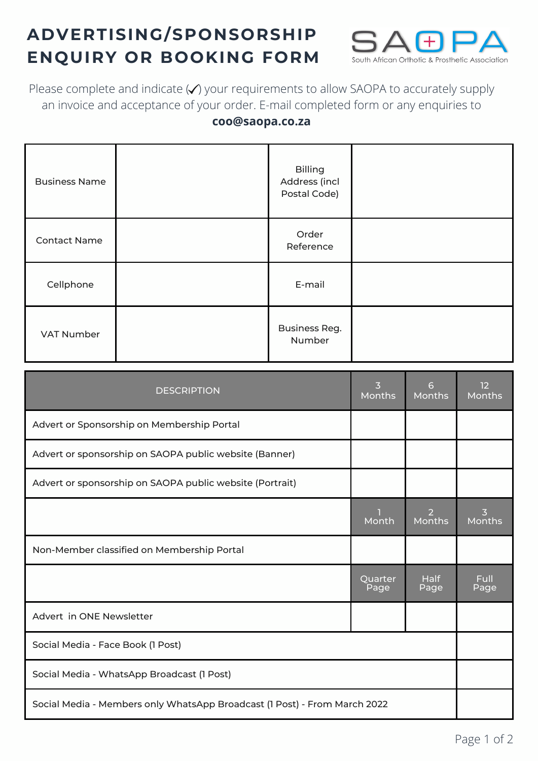# ADVERTISING/SPONSORSHIP ENQUIRY OR BOOKING FORM

SAOPA
South African Orthotic & Prosthetic Association

Please complete and indicate (✓) your requirements to allow SAOPA to accurately supply an invoice and acceptance of your order. E-mail completed form or any enquiries to **coo@saopa.co.za**

| | | | |
|---|---|---|---|
| Business Name | | Billing Address (incl Postal Code) | |
| Contact Name | | Order Reference | |
| Cellphone | | E-mail | |
| VAT Number | | Business Reg. Number | |

| DESCRIPTION | 3 Months | 6 Months | 12 Months |
|---|---|---|---|
| Advert or Sponsorship on Membership Portal | | | |
| Advert or sponsorship on SAOPA public website (Banner) | | | |
| Advert or sponsorship on SAOPA public website (Portrait) | | | |
| | 1 Month | 2 Months | 3 Months |
| Non-Member classified on Membership Portal | | | |
| | Quarter Page | Half Page | Full Page |
| Advert in ONE Newsletter | | | |
| Social Media - Face Book (1 Post) | | | |
| Social Media - WhatsApp Broadcast (1 Post) | | | |
| Social Media - Members only WhatsApp Broadcast (1 Post) - From March 2022 | | | |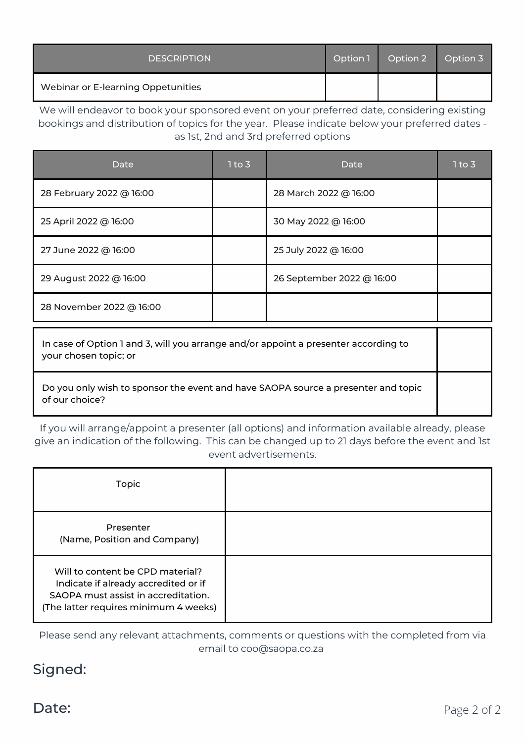| DESCRIPTION | Option 1 | Option 2 | Option 3 |
|---|---|---|---|
| Webinar or E-learning Oppetunities | | | |

We will endeavor to book your sponsored event on your preferred date, considering existing bookings and distribution of topics for the year. Please indicate below your preferred dates - as 1st, 2nd and 3rd preferred options

| Date | 1 to 3 | Date | 1 to 3 |
|---|---|---|---|
| 28 February 2022 @ 16:00 | | 28 March 2022 @ 16:00 | |
| 25 April 2022 @ 16:00 | | 30 May 2022 @ 16:00 | |
| 27 June 2022 @ 16:00 | | 25 July 2022 @ 16:00 | |
| 29 August 2022 @ 16:00 | | 26 September 2022 @ 16:00 | |
| 28 November 2022 @ 16:00 | | | |

| | |
|---|---|
| In case of Option 1 and 3, will you arrange and/or appoint a presenter according to your chosen topic; or | |
| Do you only wish to sponsor the event and have SAOPA source a presenter and topic of our choice? | |

If you will arrange/appoint a presenter (all options) and information available already, please give an indication of the following. This can be changed up to 21 days before the event and 1st event advertisements.

| | |
|---|---|
| Topic | |
| Presenter (Name, Position and Company) | |
| Will to content be CPD material? Indicate if already accredited or if SAOPA must assist in accreditation. (The latter requires minimum 4 weeks) | |

Please send any relevant attachments, comments or questions with the completed from via email to coo@saopa.co.za

Signed:

Date: